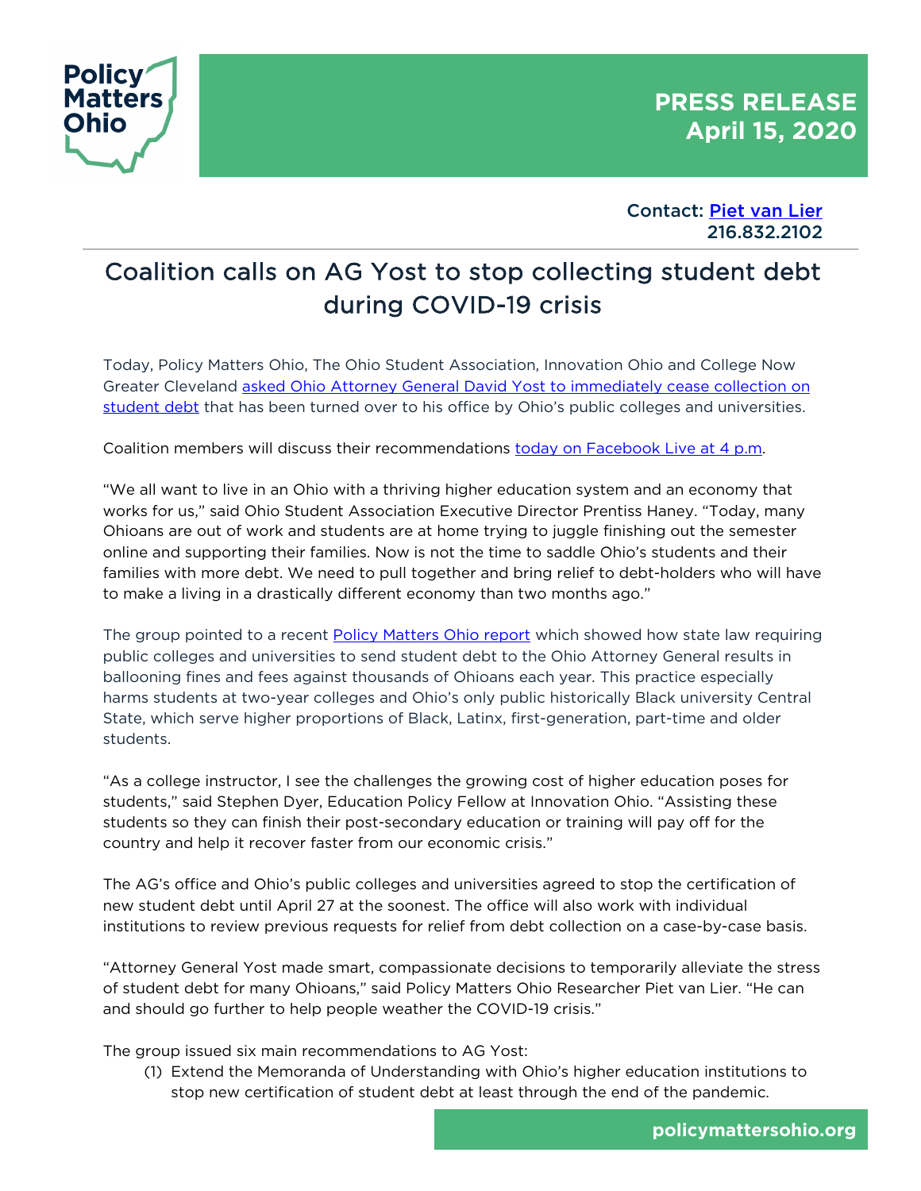Policy Matters Ohio

**PRESS RELEASE**
**April 15, 2020**

**Contact: Piet van Lier**
**216.832.2102**

# Coalition calls on AG Yost to stop collecting student debt during COVID-19 crisis

Today, Policy Matters Ohio, The Ohio Student Association, Innovation Ohio and College Now Greater Cleveland asked Ohio Attorney General David Yost to immediately cease collection on student debt that has been turned over to his office by Ohio's public colleges and universities.

Coalition members will discuss their recommendations today on Facebook Live at 4 p.m.

"We all want to live in an Ohio with a thriving higher education system and an economy that works for us," said Ohio Student Association Executive Director Prentiss Haney. "Today, many Ohioans are out of work and students are at home trying to juggle finishing out the semester online and supporting their families. Now is not the time to saddle Ohio's students and their families with more debt. We need to pull together and bring relief to debt-holders who will have to make a living in a drastically different economy than two months ago."

The group pointed to a recent Policy Matters Ohio report which showed how state law requiring public colleges and universities to send student debt to the Ohio Attorney General results in ballooning fines and fees against thousands of Ohioans each year. This practice especially harms students at two-year colleges and Ohio's only public historically Black university Central State, which serve higher proportions of Black, Latinx, first-generation, part-time and older students.

"As a college instructor, I see the challenges the growing cost of higher education poses for students," said Stephen Dyer, Education Policy Fellow at Innovation Ohio. "Assisting these students so they can finish their post-secondary education or training will pay off for the country and help it recover faster from our economic crisis."

The AG's office and Ohio's public colleges and universities agreed to stop the certification of new student debt until April 27 at the soonest. The office will also work with individual institutions to review previous requests for relief from debt collection on a case-by-case basis.

"Attorney General Yost made smart, compassionate decisions to temporarily alleviate the stress of student debt for many Ohioans," said Policy Matters Ohio Researcher Piet van Lier. "He can and should go further to help people weather the COVID-19 crisis."

The group issued six main recommendations to AG Yost:

(1) Extend the Memoranda of Understanding with Ohio's higher education institutions to stop new certification of student debt at least through the end of the pandemic.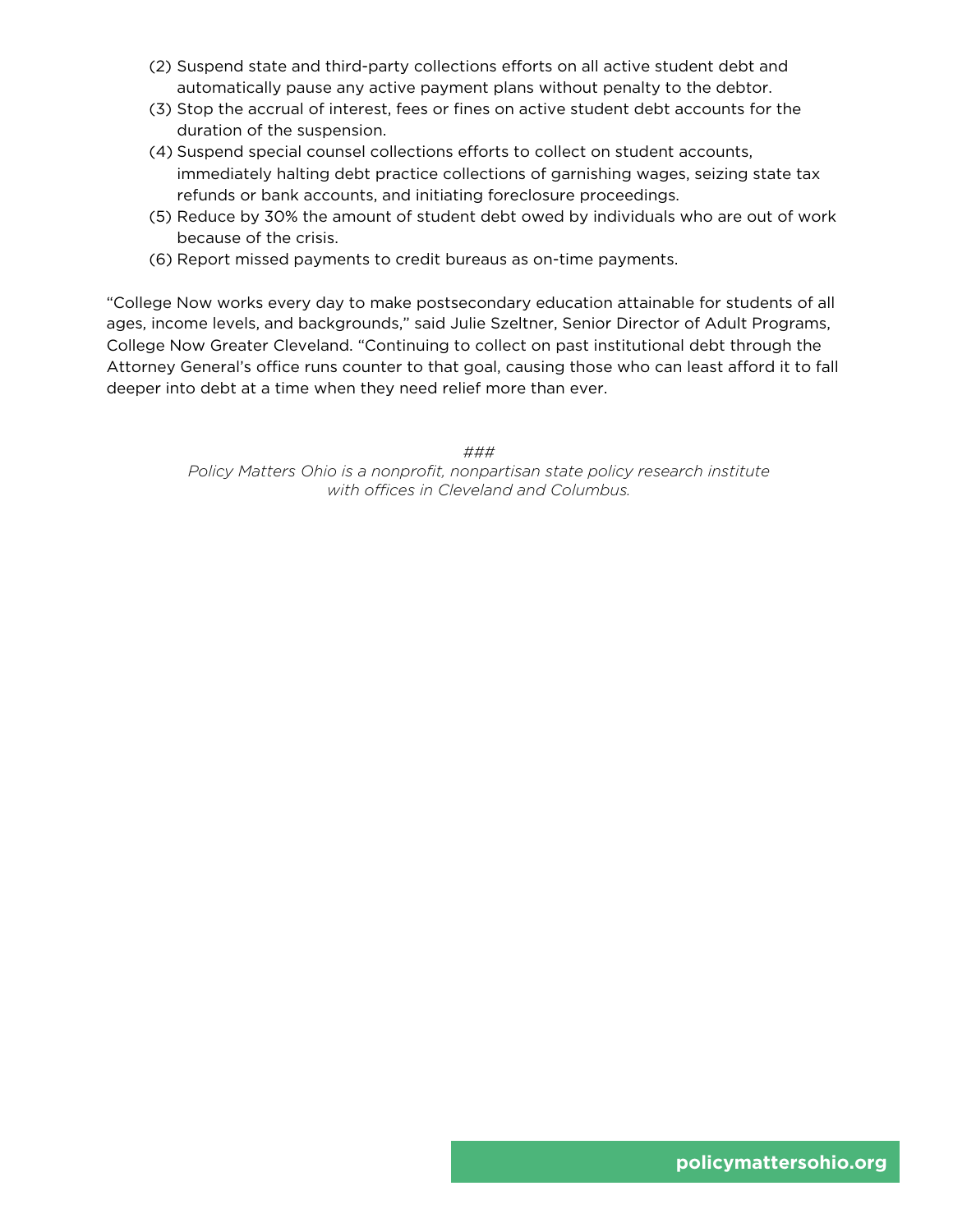(2) Suspend state and third-party collections efforts on all active student debt and automatically pause any active payment plans without penalty to the debtor.
(3) Stop the accrual of interest, fees or fines on active student debt accounts for the duration of the suspension.
(4) Suspend special counsel collections efforts to collect on student accounts, immediately halting debt practice collections of garnishing wages, seizing state tax refunds or bank accounts, and initiating foreclosure proceedings.
(5) Reduce by 30% the amount of student debt owed by individuals who are out of work because of the crisis.
(6) Report missed payments to credit bureaus as on-time payments.

"College Now works every day to make postsecondary education attainable for students of all ages, income levels, and backgrounds," said Julie Szeltner, Senior Director of Adult Programs, College Now Greater Cleveland. "Continuing to collect on past institutional debt through the Attorney General's office runs counter to that goal, causing those who can least afford it to fall deeper into debt at a time when they need relief more than ever.

*###*

*Policy Matters Ohio is a nonprofit, nonpartisan state policy research institute with offices in Cleveland and Columbus.*

**policymattersohio.org**